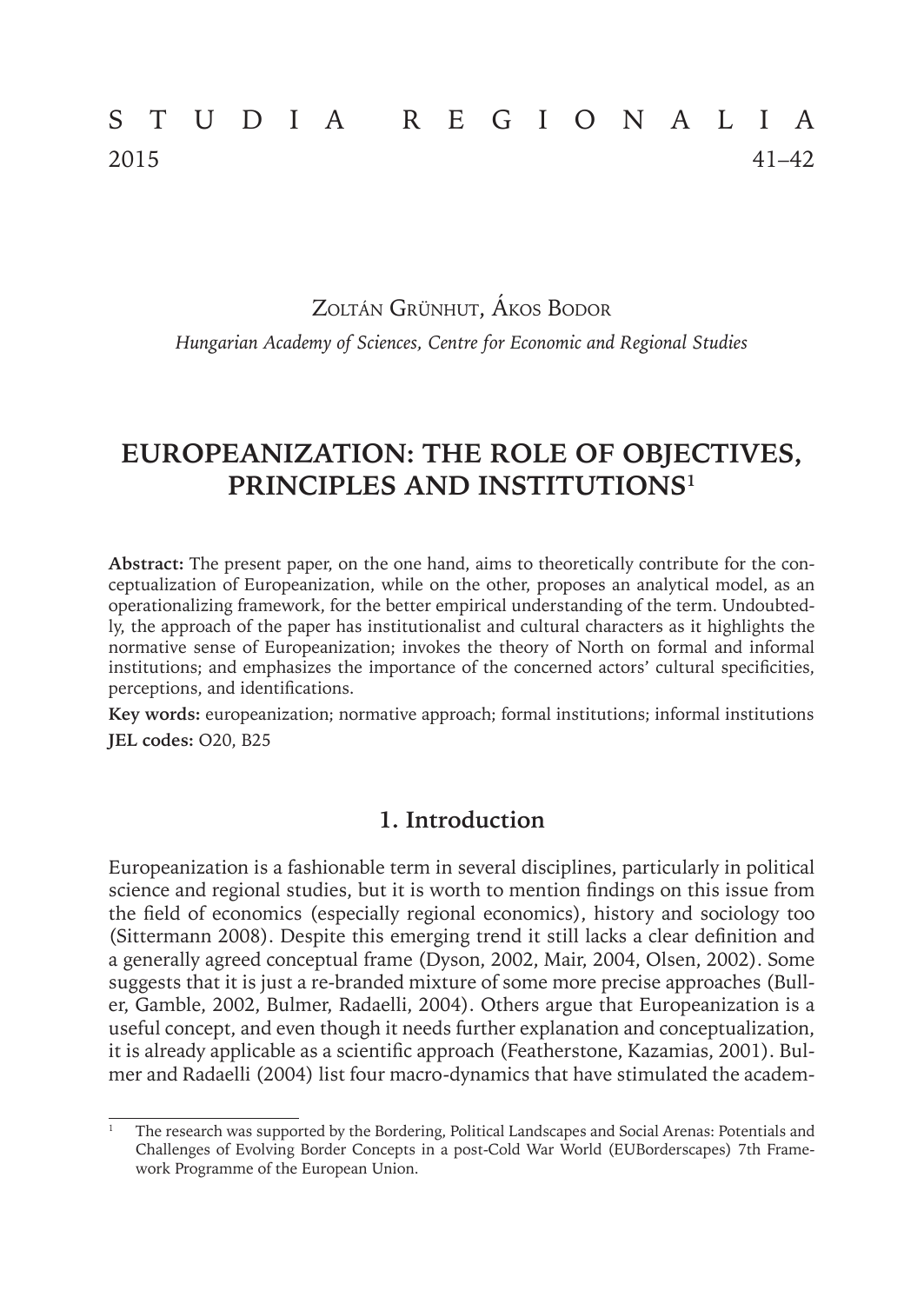Zoltán Grünhut, Ákos Bodor

*Hungarian Academy of Sciences, Centre for Economic and Regional Studies*

# EUROPEANIZATION: THE ROLE OF OBJECTIVES, PRINCIPLES AND INSTITUTIONS[1]

**Abstract:** The present paper, on the one hand, aims to theoretically contribute for the conceptualization of Europeanization, while on the other, proposes an analytical model, as an operationalizing framework, for the better empirical understanding of the term. Undoubtedly, the approach of the paper has institutionalist and cultural characters as it highlights the normative sense of Europeanization; invokes the theory of North on formal and informal institutions; and emphasizes the importance of the concerned actors' cultural specificities, perceptions, and identifications.

**Key words:** europeanization; normative approach; formal institutions; informal institutions

**JEL codes:** O20, B25

## 1. Introduction

Europeanization is a fashionable term in several disciplines, particularly in political science and regional studies, but it is worth to mention findings on this issue from the field of economics (especially regional economics), history and sociology too (Sittermann 2008). Despite this emerging trend it still lacks a clear definition and a generally agreed conceptual frame (Dyson, 2002, Mair, 2004, Olsen, 2002). Some suggests that it is just a re-branded mixture of some more precise approaches (Buller, Gamble, 2002, Bulmer, Radaelli, 2004). Others argue that Europeanization is a useful concept, and even though it needs further explanation and conceptualization, it is already applicable as a scientific approach (Featherstone, Kazamias, 2001). Bulmer and Radaelli (2004) list four macro-dynamics that have stimulated the academ-

[1] The research was supported by the Bordering, Political Landscapes and Social Arenas: Potentials and Challenges of Evolving Border Concepts in a post-Cold War World (EUBorderscapes) 7th Framework Programme of the European Union.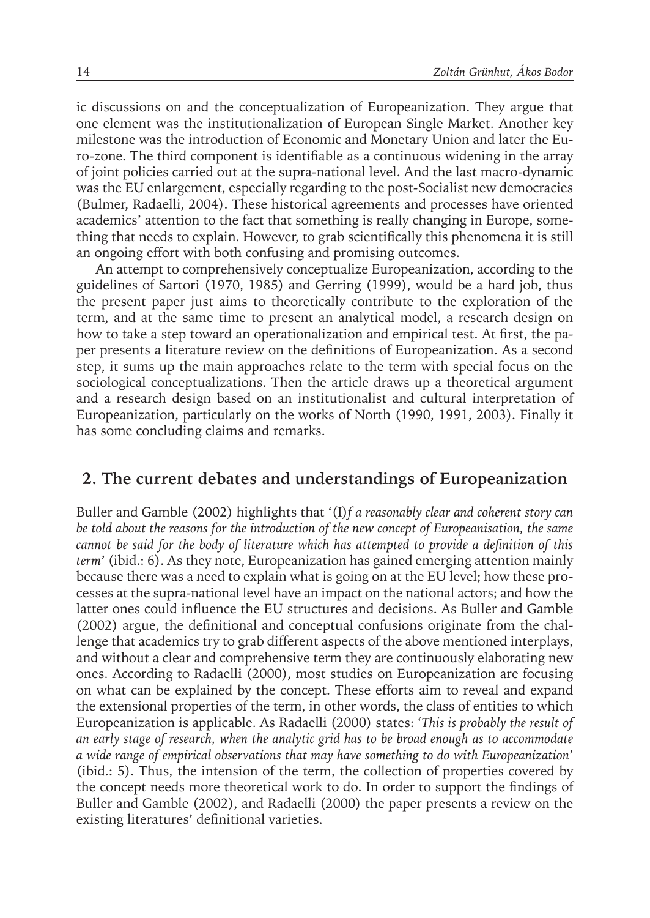ic discussions on and the conceptualization of Europeanization. They argue that one element was the institutionalization of European Single Market. Another key milestone was the introduction of Economic and Monetary Union and later the Euro-zone. The third component is identifiable as a continuous widening in the array of joint policies carried out at the supra-national level. And the last macro-dynamic was the EU enlargement, especially regarding to the post-Socialist new democracies (Bulmer, Radaelli, 2004). These historical agreements and processes have oriented academics' attention to the fact that something is really changing in Europe, something that needs to explain. However, to grab scientifically this phenomena it is still an ongoing effort with both confusing and promising outcomes.

An attempt to comprehensively conceptualize Europeanization, according to the guidelines of Sartori (1970, 1985) and Gerring (1999), would be a hard job, thus the present paper just aims to theoretically contribute to the exploration of the term, and at the same time to present an analytical model, a research design on how to take a step toward an operationalization and empirical test. At first, the paper presents a literature review on the definitions of Europeanization. As a second step, it sums up the main approaches relate to the term with special focus on the sociological conceptualizations. Then the article draws up a theoretical argument and a research design based on an institutionalist and cultural interpretation of Europeanization, particularly on the works of North (1990, 1991, 2003). Finally it has some concluding claims and remarks.

## 2. The current debates and understandings of Europeanization

Buller and Gamble (2002) highlights that '(I)*f a reasonably clear and coherent story can be told about the reasons for the introduction of the new concept of Europeanisation, the same cannot be said for the body of literature which has attempted to provide a definition of this term*' (ibid.: 6). As they note, Europeanization has gained emerging attention mainly because there was a need to explain what is going on at the EU level; how these processes at the supra-national level have an impact on the national actors; and how the latter ones could influence the EU structures and decisions. As Buller and Gamble (2002) argue, the definitional and conceptual confusions originate from the challenge that academics try to grab different aspects of the above mentioned interplays, and without a clear and comprehensive term they are continuously elaborating new ones. According to Radaelli (2000), most studies on Europeanization are focusing on what can be explained by the concept. These efforts aim to reveal and expand the extensional properties of the term, in other words, the class of entities to which Europeanization is applicable. As Radaelli (2000) states: '*This is probably the result of an early stage of research, when the analytic grid has to be broad enough as to accommodate a wide range of empirical observations that may have something to do with Europeanization*' (ibid.: 5). Thus, the intension of the term, the collection of properties covered by the concept needs more theoretical work to do. In order to support the findings of Buller and Gamble (2002), and Radaelli (2000) the paper presents a review on the existing literatures' definitional varieties.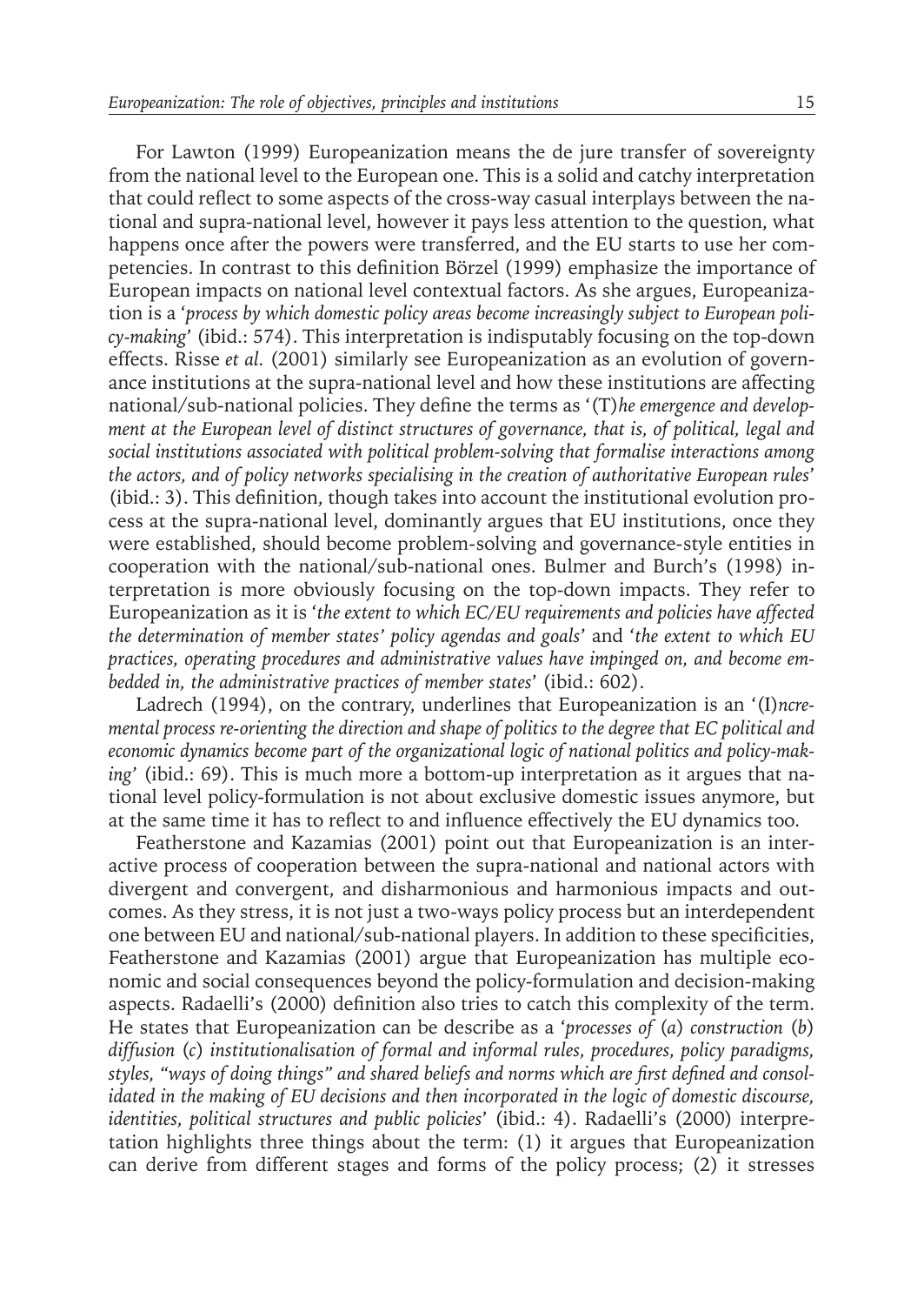For Lawton (1999) Europeanization means the de jure transfer of sovereignty from the national level to the European one. This is a solid and catchy interpretation that could reflect to some aspects of the cross-way casual interplays between the national and supra-national level, however it pays less attention to the question, what happens once after the powers were transferred, and the EU starts to use her competencies. In contrast to this definition Börzel (1999) emphasize the importance of European impacts on national level contextual factors. As she argues, Europeanization is a '*process by which domestic policy areas become increasingly subject to European policy-making*' (ibid.: 574). This interpretation is indisputably focusing on the top-down effects. Risse *et al.* (2001) similarly see Europeanization as an evolution of governance institutions at the supra-national level and how these institutions are affecting national/sub-national policies. They define the terms as '(T)*he emergence and development at the European level of distinct structures of governance, that is, of political, legal and social institutions associated with political problem-solving that formalise interactions among the actors, and of policy networks specialising in the creation of authoritative European rules*' (ibid.: 3). This definition, though takes into account the institutional evolution process at the supra-national level, dominantly argues that EU institutions, once they were established, should become problem-solving and governance-style entities in cooperation with the national/sub-national ones. Bulmer and Burch's (1998) interpretation is more obviously focusing on the top-down impacts. They refer to Europeanization as it is '*the extent to which EC/EU requirements and policies have affected the determination of member states' policy agendas and goals*' and '*the extent to which EU practices, operating procedures and administrative values have impinged on, and become embedded in, the administrative practices of member states*' (ibid.: 602).

Ladrech (1994), on the contrary, underlines that Europeanization is an '(I)*ncremental process re-orienting the direction and shape of politics to the degree that EC political and economic dynamics become part of the organizational logic of national politics and policy-making*' (ibid.: 69). This is much more a bottom-up interpretation as it argues that national level policy-formulation is not about exclusive domestic issues anymore, but at the same time it has to reflect to and influence effectively the EU dynamics too.

Featherstone and Kazamias (2001) point out that Europeanization is an interactive process of cooperation between the supra-national and national actors with divergent and convergent, and disharmonious and harmonious impacts and outcomes. As they stress, it is not just a two-ways policy process but an interdependent one between EU and national/sub-national players. In addition to these specificities, Featherstone and Kazamias (2001) argue that Europeanization has multiple economic and social consequences beyond the policy-formulation and decision-making aspects. Radaelli's (2000) definition also tries to catch this complexity of the term. He states that Europeanization can be describe as a '*processes of* (*a*) *construction* (*b*) *diffusion* (*c*) *institutionalisation of formal and informal rules, procedures, policy paradigms, styles, "ways of doing things" and shared beliefs and norms which are first defined and consolidated in the making of EU decisions and then incorporated in the logic of domestic discourse, identities, political structures and public policies*' (ibid.: 4). Radaelli's (2000) interpretation highlights three things about the term: (1) it argues that Europeanization can derive from different stages and forms of the policy process; (2) it stresses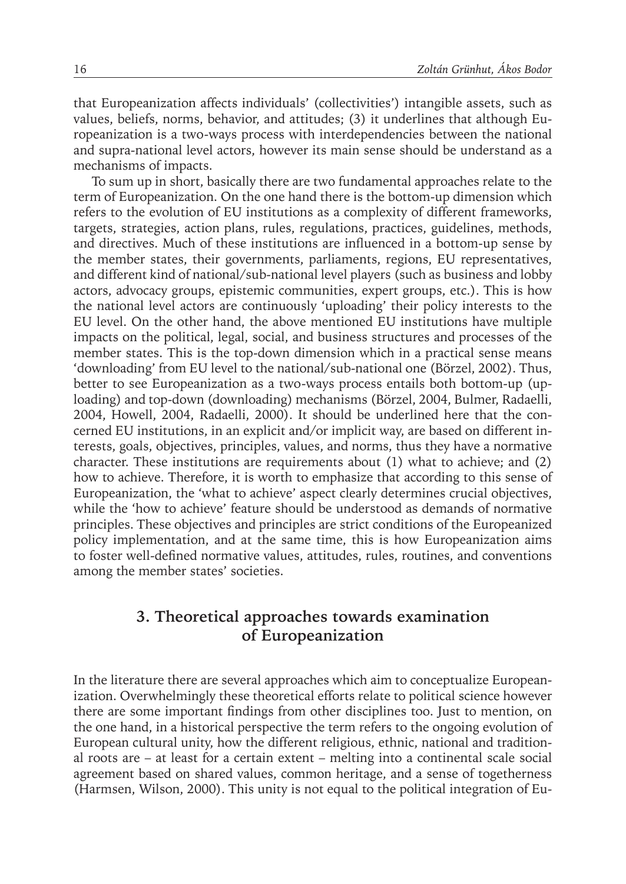that Europeanization affects individuals' (collectivities') intangible assets, such as values, beliefs, norms, behavior, and attitudes; (3) it underlines that although Europeanization is a two-ways process with interdependencies between the national and supra-national level actors, however its main sense should be understand as a mechanisms of impacts.

To sum up in short, basically there are two fundamental approaches relate to the term of Europeanization. On the one hand there is the bottom-up dimension which refers to the evolution of EU institutions as a complexity of different frameworks, targets, strategies, action plans, rules, regulations, practices, guidelines, methods, and directives. Much of these institutions are influenced in a bottom-up sense by the member states, their governments, parliaments, regions, EU representatives, and different kind of national/sub-national level players (such as business and lobby actors, advocacy groups, epistemic communities, expert groups, etc.). This is how the national level actors are continuously 'uploading' their policy interests to the EU level. On the other hand, the above mentioned EU institutions have multiple impacts on the political, legal, social, and business structures and processes of the member states. This is the top-down dimension which in a practical sense means 'downloading' from EU level to the national/sub-national one (Börzel, 2002). Thus, better to see Europeanization as a two-ways process entails both bottom-up (uploading) and top-down (downloading) mechanisms (Börzel, 2004, Bulmer, Radaelli, 2004, Howell, 2004, Radaelli, 2000). It should be underlined here that the concerned EU institutions, in an explicit and/or implicit way, are based on different interests, goals, objectives, principles, values, and norms, thus they have a normative character. These institutions are requirements about (1) what to achieve; and (2) how to achieve. Therefore, it is worth to emphasize that according to this sense of Europeanization, the 'what to achieve' aspect clearly determines crucial objectives, while the 'how to achieve' feature should be understood as demands of normative principles. These objectives and principles are strict conditions of the Europeanized policy implementation, and at the same time, this is how Europeanization aims to foster well-defined normative values, attitudes, rules, routines, and conventions among the member states' societies.

## 3. Theoretical approaches towards examination of Europeanization

In the literature there are several approaches which aim to conceptualize Europeanization. Overwhelmingly these theoretical efforts relate to political science however there are some important findings from other disciplines too. Just to mention, on the one hand, in a historical perspective the term refers to the ongoing evolution of European cultural unity, how the different religious, ethnic, national and traditional roots are – at least for a certain extent – melting into a continental scale social agreement based on shared values, common heritage, and a sense of togetherness (Harmsen, Wilson, 2000). This unity is not equal to the political integration of Eu-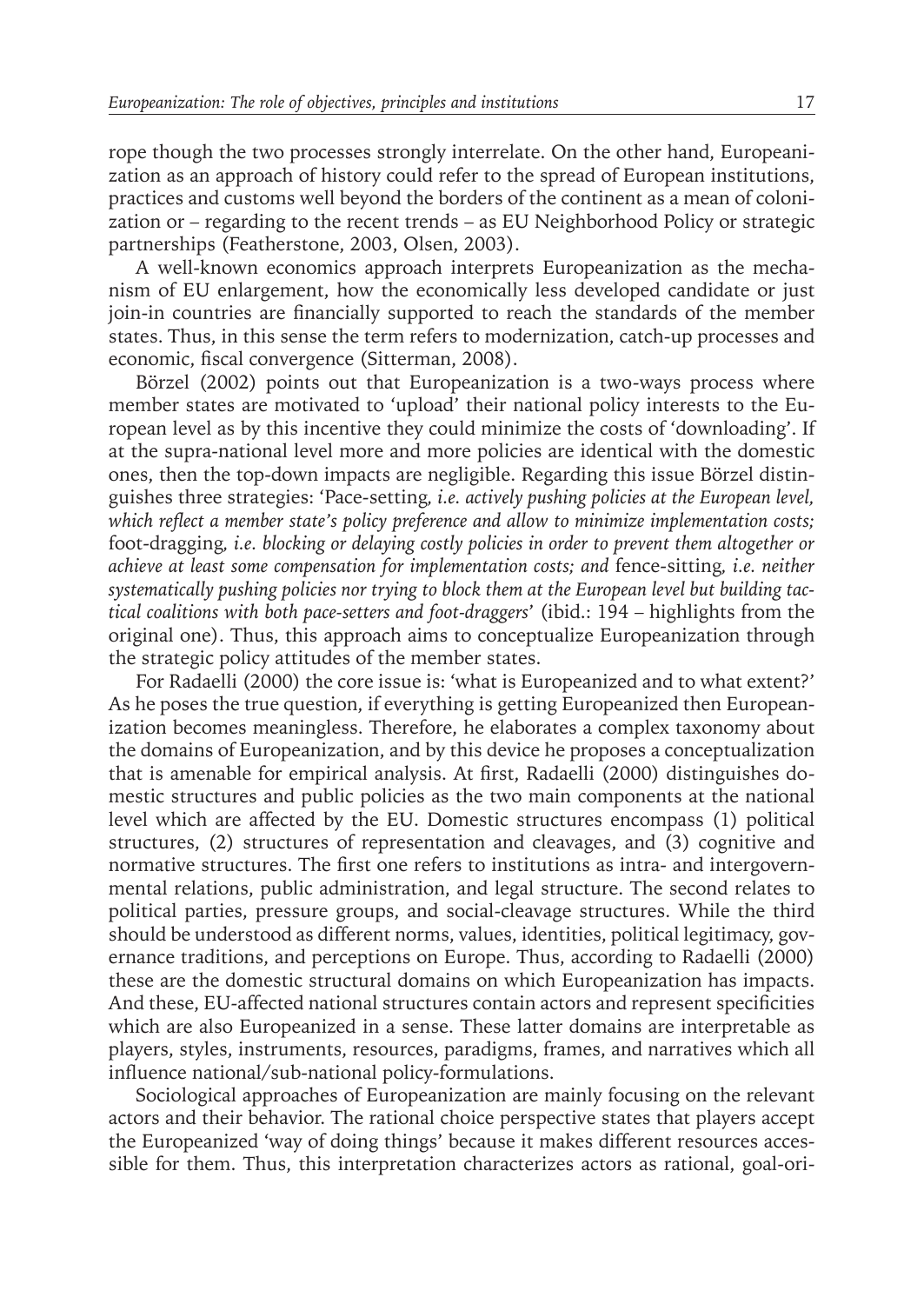rope though the two processes strongly interrelate. On the other hand, Europeanization as an approach of history could refer to the spread of European institutions, practices and customs well beyond the borders of the continent as a mean of colonization or – regarding to the recent trends – as EU Neighborhood Policy or strategic partnerships (Featherstone, 2003, Olsen, 2003).

A well-known economics approach interprets Europeanization as the mechanism of EU enlargement, how the economically less developed candidate or just join-in countries are financially supported to reach the standards of the member states. Thus, in this sense the term refers to modernization, catch-up processes and economic, fiscal convergence (Sitterman, 2008).

Börzel (2002) points out that Europeanization is a two-ways process where member states are motivated to 'upload' their national policy interests to the European level as by this incentive they could minimize the costs of 'downloading'. If at the supra-national level more and more policies are identical with the domestic ones, then the top-down impacts are negligible. Regarding this issue Börzel distinguishes three strategies: 'Pace-setting*, i.e. actively pushing policies at the European level, which reflect a member state's policy preference and allow to minimize implementation costs;* foot-dragging*, i.e. blocking or delaying costly policies in order to prevent them altogether or achieve at least some compensation for implementation costs; and* fence-sitting*, i.e. neither systematically pushing policies nor trying to block them at the European level but building tactical coalitions with both pace-setters and foot-draggers*' (ibid.: 194 – highlights from the original one). Thus, this approach aims to conceptualize Europeanization through the strategic policy attitudes of the member states.

For Radaelli (2000) the core issue is: 'what is Europeanized and to what extent?' As he poses the true question, if everything is getting Europeanized then Europeanization becomes meaningless. Therefore, he elaborates a complex taxonomy about the domains of Europeanization, and by this device he proposes a conceptualization that is amenable for empirical analysis. At first, Radaelli (2000) distinguishes domestic structures and public policies as the two main components at the national level which are affected by the EU. Domestic structures encompass (1) political structures, (2) structures of representation and cleavages, and (3) cognitive and normative structures. The first one refers to institutions as intra- and intergovernmental relations, public administration, and legal structure. The second relates to political parties, pressure groups, and social-cleavage structures. While the third should be understood as different norms, values, identities, political legitimacy, governance traditions, and perceptions on Europe. Thus, according to Radaelli (2000) these are the domestic structural domains on which Europeanization has impacts. And these, EU-affected national structures contain actors and represent specificities which are also Europeanized in a sense. These latter domains are interpretable as players, styles, instruments, resources, paradigms, frames, and narratives which all influence national/sub-national policy-formulations.

Sociological approaches of Europeanization are mainly focusing on the relevant actors and their behavior. The rational choice perspective states that players accept the Europeanized 'way of doing things' because it makes different resources accessible for them. Thus, this interpretation characterizes actors as rational, goal-ori-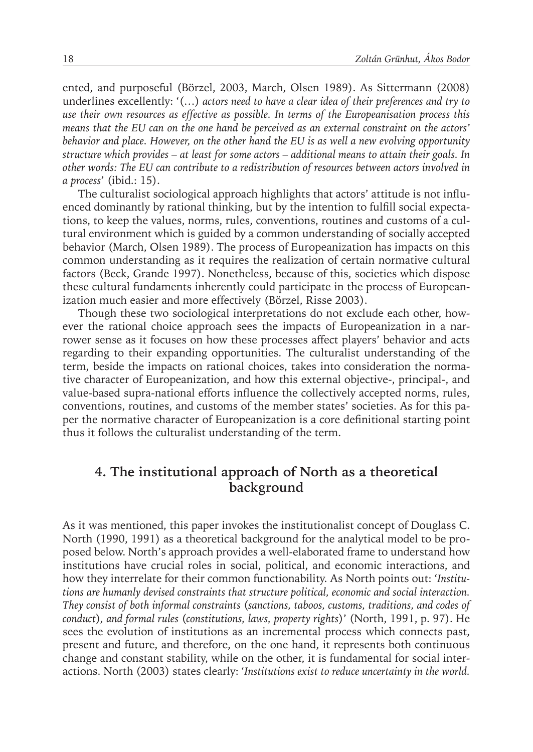ented, and purposeful (Börzel, 2003, March, Olsen 1989). As Sittermann (2008) underlines excellently: '(...) *actors need to have a clear idea of their preferences and try to use their own resources as effective as possible. In terms of the Europeanisation process this means that the EU can on the one hand be perceived as an external constraint on the actors' behavior and place. However, on the other hand the EU is as well a new evolving opportunity structure which provides – at least for some actors – additional means to attain their goals. In other words: The EU can contribute to a redistribution of resources between actors involved in a process*' (ibid.: 15).

The culturalist sociological approach highlights that actors' attitude is not influenced dominantly by rational thinking, but by the intention to fulfill social expectations, to keep the values, norms, rules, conventions, routines and customs of a cultural environment which is guided by a common understanding of socially accepted behavior (March, Olsen 1989). The process of Europeanization has impacts on this common understanding as it requires the realization of certain normative cultural factors (Beck, Grande 1997). Nonetheless, because of this, societies which dispose these cultural fundaments inherently could participate in the process of Europeanization much easier and more effectively (Börzel, Risse 2003).

Though these two sociological interpretations do not exclude each other, however the rational choice approach sees the impacts of Europeanization in a narrower sense as it focuses on how these processes affect players' behavior and acts regarding to their expanding opportunities. The culturalist understanding of the term, beside the impacts on rational choices, takes into consideration the normative character of Europeanization, and how this external objective-, principal-, and value-based supra-national efforts influence the collectively accepted norms, rules, conventions, routines, and customs of the member states' societies. As for this paper the normative character of Europeanization is a core definitional starting point thus it follows the culturalist understanding of the term.

## 4. The institutional approach of North as a theoretical background

As it was mentioned, this paper invokes the institutionalist concept of Douglass C. North (1990, 1991) as a theoretical background for the analytical model to be proposed below. North's approach provides a well-elaborated frame to understand how institutions have crucial roles in social, political, and economic interactions, and how they interrelate for their common functionability. As North points out: '*Institutions are humanly devised constraints that structure political, economic and social interaction. They consist of both informal constraints* (*sanctions, taboos, customs, traditions, and codes of conduct*)*, and formal rules* (*constitutions, laws, property rights*)' (North, 1991, p. 97). He sees the evolution of institutions as an incremental process which connects past, present and future, and therefore, on the one hand, it represents both continuous change and constant stability, while on the other, it is fundamental for social interactions. North (2003) states clearly: '*Institutions exist to reduce uncertainty in the world.*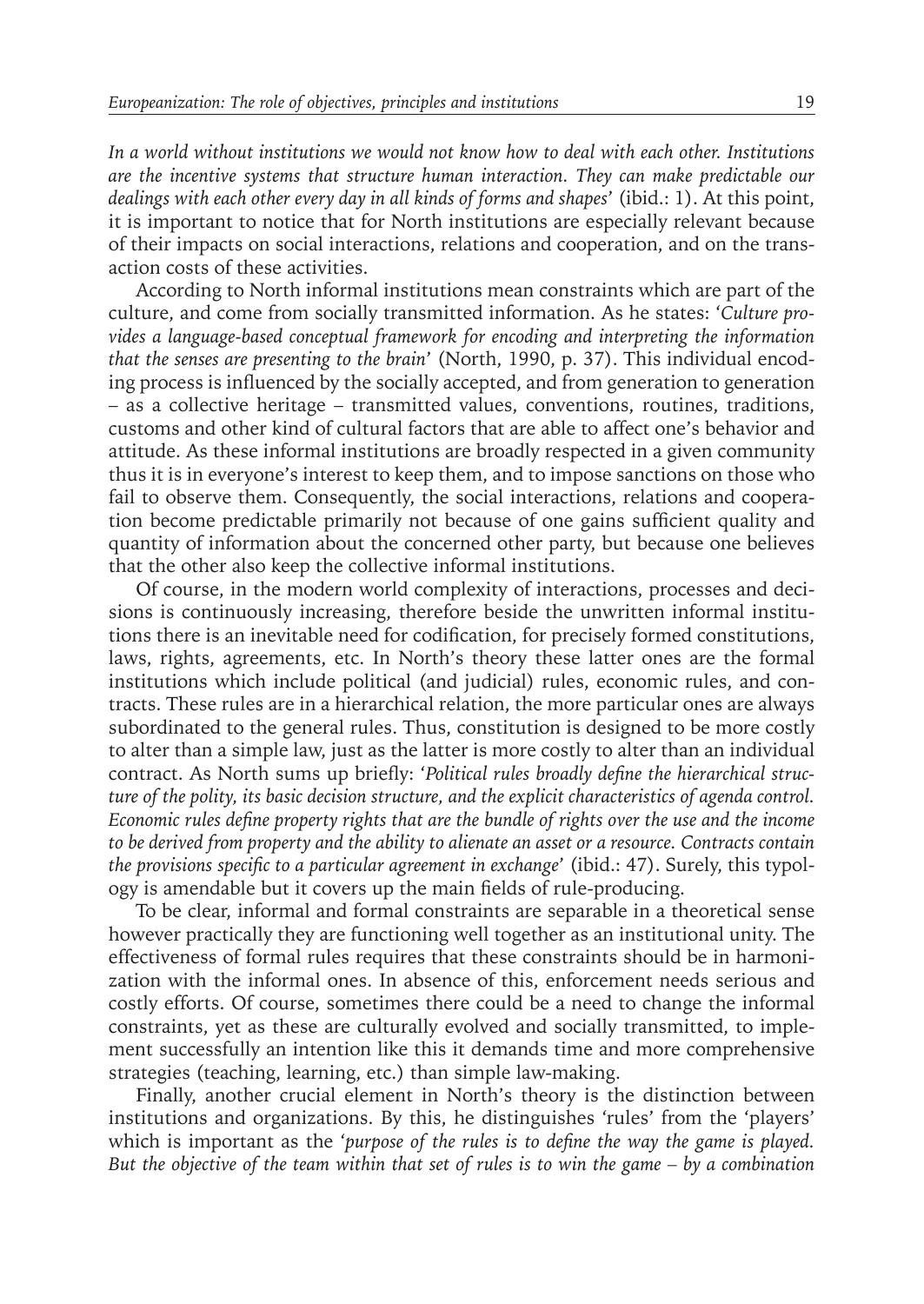*In a world without institutions we would not know how to deal with each other. Institutions are the incentive systems that structure human interaction. They can make predictable our dealings with each other every day in all kinds of forms and shapes*' (ibid.: 1). At this point, it is important to notice that for North institutions are especially relevant because of their impacts on social interactions, relations and cooperation, and on the transaction costs of these activities.

According to North informal institutions mean constraints which are part of the culture, and come from socially transmitted information. As he states: '*Culture provides a language-based conceptual framework for encoding and interpreting the information that the senses are presenting to the brain*' (North, 1990, p. 37). This individual encoding process is influenced by the socially accepted, and from generation to generation – as a collective heritage – transmitted values, conventions, routines, traditions, customs and other kind of cultural factors that are able to affect one's behavior and attitude. As these informal institutions are broadly respected in a given community thus it is in everyone's interest to keep them, and to impose sanctions on those who fail to observe them. Consequently, the social interactions, relations and cooperation become predictable primarily not because of one gains sufficient quality and quantity of information about the concerned other party, but because one believes that the other also keep the collective informal institutions.

Of course, in the modern world complexity of interactions, processes and decisions is continuously increasing, therefore beside the unwritten informal institutions there is an inevitable need for codification, for precisely formed constitutions, laws, rights, agreements, etc. In North's theory these latter ones are the formal institutions which include political (and judicial) rules, economic rules, and contracts. These rules are in a hierarchical relation, the more particular ones are always subordinated to the general rules. Thus, constitution is designed to be more costly to alter than a simple law, just as the latter is more costly to alter than an individual contract. As North sums up briefly: '*Political rules broadly define the hierarchical structure of the polity, its basic decision structure, and the explicit characteristics of agenda control. Economic rules define property rights that are the bundle of rights over the use and the income to be derived from property and the ability to alienate an asset or a resource. Contracts contain the provisions specific to a particular agreement in exchange*' (ibid.: 47). Surely, this typology is amendable but it covers up the main fields of rule-producing.

To be clear, informal and formal constraints are separable in a theoretical sense however practically they are functioning well together as an institutional unity. The effectiveness of formal rules requires that these constraints should be in harmonization with the informal ones. In absence of this, enforcement needs serious and costly efforts. Of course, sometimes there could be a need to change the informal constraints, yet as these are culturally evolved and socially transmitted, to implement successfully an intention like this it demands time and more comprehensive strategies (teaching, learning, etc.) than simple law-making.

Finally, another crucial element in North's theory is the distinction between institutions and organizations. By this, he distinguishes 'rules' from the 'players' which is important as the '*purpose of the rules is to define the way the game is played. But the objective of the team within that set of rules is to win the game – by a combination*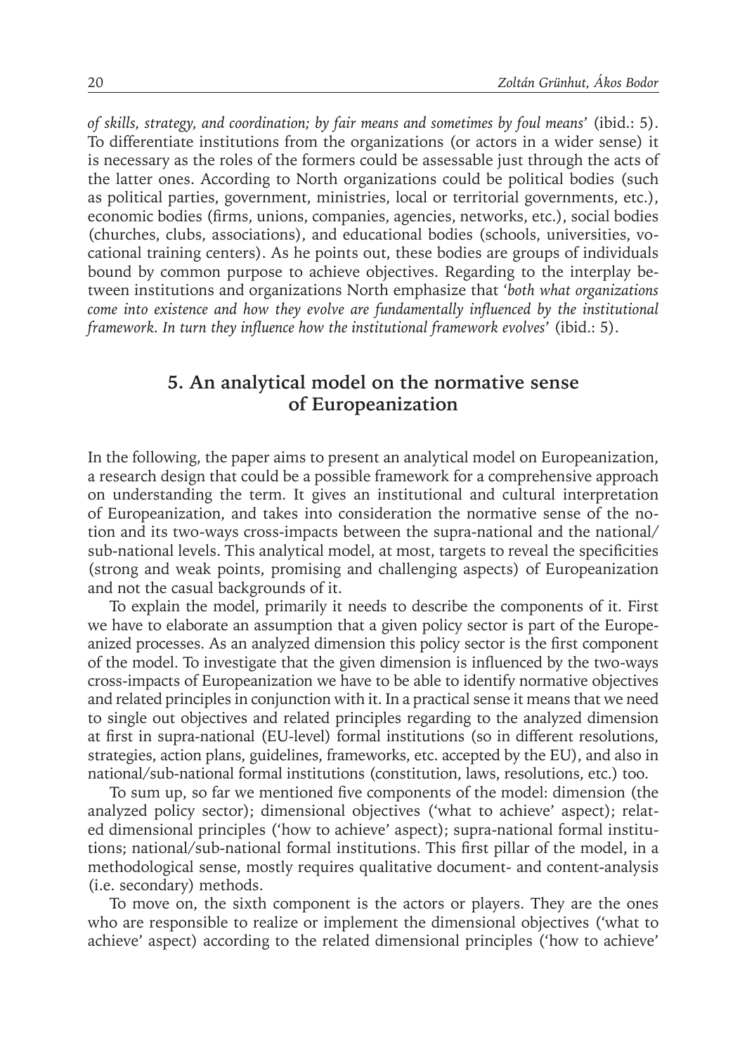*of skills, strategy, and coordination; by fair means and sometimes by foul means*' (ibid.: 5). To differentiate institutions from the organizations (or actors in a wider sense) it is necessary as the roles of the formers could be assessable just through the acts of the latter ones. According to North organizations could be political bodies (such as political parties, government, ministries, local or territorial governments, etc.), economic bodies (firms, unions, companies, agencies, networks, etc.), social bodies (churches, clubs, associations), and educational bodies (schools, universities, vocational training centers). As he points out, these bodies are groups of individuals bound by common purpose to achieve objectives. Regarding to the interplay between institutions and organizations North emphasize that '*both what organizations come into existence and how they evolve are fundamentally influenced by the institutional framework. In turn they influence how the institutional framework evolves*' (ibid.: 5).

## 5. An analytical model on the normative sense of Europeanization

In the following, the paper aims to present an analytical model on Europeanization, a research design that could be a possible framework for a comprehensive approach on understanding the term. It gives an institutional and cultural interpretation of Europeanization, and takes into consideration the normative sense of the notion and its two-ways cross-impacts between the supra-national and the national/sub-national levels. This analytical model, at most, targets to reveal the specificities (strong and weak points, promising and challenging aspects) of Europeanization and not the casual backgrounds of it.

To explain the model, primarily it needs to describe the components of it. First we have to elaborate an assumption that a given policy sector is part of the Europeanized processes. As an analyzed dimension this policy sector is the first component of the model. To investigate that the given dimension is influenced by the two-ways cross-impacts of Europeanization we have to be able to identify normative objectives and related principles in conjunction with it. In a practical sense it means that we need to single out objectives and related principles regarding to the analyzed dimension at first in supra-national (EU-level) formal institutions (so in different resolutions, strategies, action plans, guidelines, frameworks, etc. accepted by the EU), and also in national/sub-national formal institutions (constitution, laws, resolutions, etc.) too.

To sum up, so far we mentioned five components of the model: dimension (the analyzed policy sector); dimensional objectives ('what to achieve' aspect); related dimensional principles ('how to achieve' aspect); supra-national formal institutions; national/sub-national formal institutions. This first pillar of the model, in a methodological sense, mostly requires qualitative document- and content-analysis (i.e. secondary) methods.

To move on, the sixth component is the actors or players. They are the ones who are responsible to realize or implement the dimensional objectives ('what to achieve' aspect) according to the related dimensional principles ('how to achieve'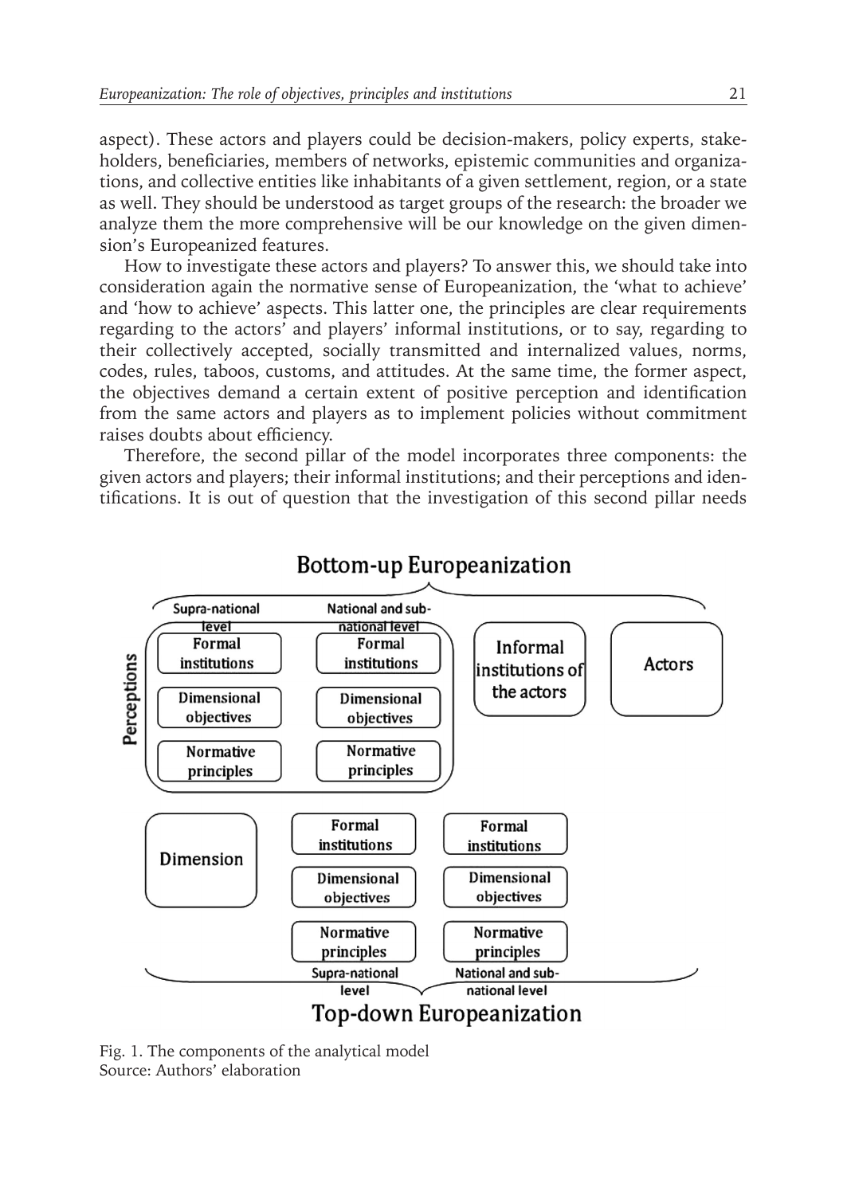aspect). These actors and players could be decision-makers, policy experts, stakeholders, beneficiaries, members of networks, epistemic communities and organizations, and collective entities like inhabitants of a given settlement, region, or a state as well. They should be understood as target groups of the research: the broader we analyze them the more comprehensive will be our knowledge on the given dimension's Europeanized features.

How to investigate these actors and players? To answer this, we should take into consideration again the normative sense of Europeanization, the 'what to achieve' and 'how to achieve' aspects. This latter one, the principles are clear requirements regarding to the actors' and players' informal institutions, or to say, regarding to their collectively accepted, socially transmitted and internalized values, norms, codes, rules, taboos, customs, and attitudes. At the same time, the former aspect, the objectives demand a certain extent of positive perception and identification from the same actors and players as to implement policies without commitment raises doubts about efficiency.

Therefore, the second pillar of the model incorporates three components: the given actors and players; their informal institutions; and their perceptions and identifications. It is out of question that the investigation of this second pillar needs

Fig. 1. The components of the analytical model
Source: Authors' elaboration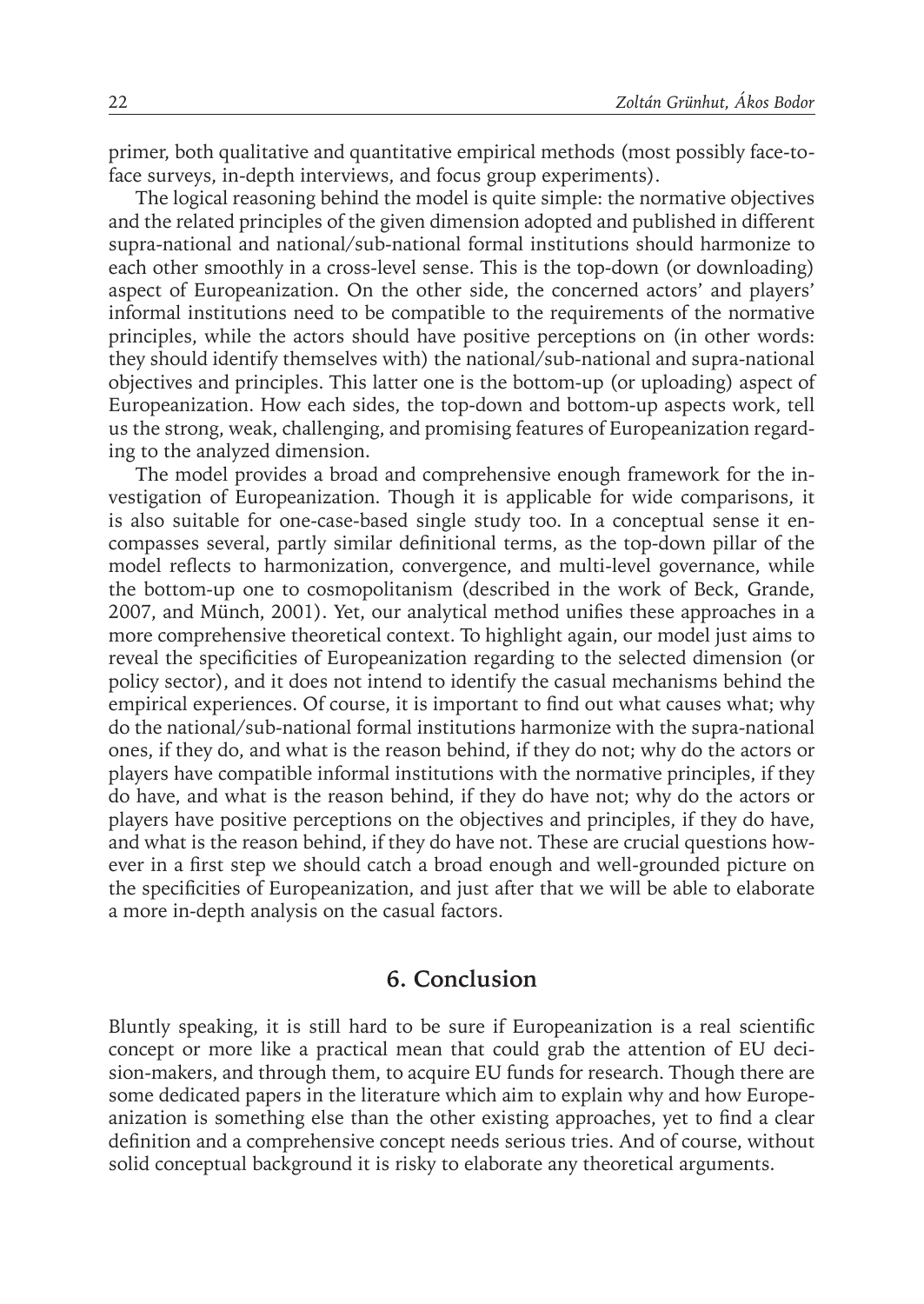primer, both qualitative and quantitative empirical methods (most possibly face-to-face surveys, in-depth interviews, and focus group experiments).

The logical reasoning behind the model is quite simple: the normative objectives and the related principles of the given dimension adopted and published in different supra-national and national/sub-national formal institutions should harmonize to each other smoothly in a cross-level sense. This is the top-down (or downloading) aspect of Europeanization. On the other side, the concerned actors' and players' informal institutions need to be compatible to the requirements of the normative principles, while the actors should have positive perceptions on (in other words: they should identify themselves with) the national/sub-national and supra-national objectives and principles. This latter one is the bottom-up (or uploading) aspect of Europeanization. How each sides, the top-down and bottom-up aspects work, tell us the strong, weak, challenging, and promising features of Europeanization regarding to the analyzed dimension.

The model provides a broad and comprehensive enough framework for the investigation of Europeanization. Though it is applicable for wide comparisons, it is also suitable for one-case-based single study too. In a conceptual sense it encompasses several, partly similar definitional terms, as the top-down pillar of the model reflects to harmonization, convergence, and multi-level governance, while the bottom-up one to cosmopolitanism (described in the work of Beck, Grande, 2007, and Münch, 2001). Yet, our analytical method unifies these approaches in a more comprehensive theoretical context. To highlight again, our model just aims to reveal the specificities of Europeanization regarding to the selected dimension (or policy sector), and it does not intend to identify the casual mechanisms behind the empirical experiences. Of course, it is important to find out what causes what; why do the national/sub-national formal institutions harmonize with the supra-national ones, if they do, and what is the reason behind, if they do not; why do the actors or players have compatible informal institutions with the normative principles, if they do have, and what is the reason behind, if they do have not; why do the actors or players have positive perceptions on the objectives and principles, if they do have, and what is the reason behind, if they do have not. These are crucial questions however in a first step we should catch a broad enough and well-grounded picture on the specificities of Europeanization, and just after that we will be able to elaborate a more in-depth analysis on the casual factors.

## 6. Conclusion

Bluntly speaking, it is still hard to be sure if Europeanization is a real scientific concept or more like a practical mean that could grab the attention of EU decision-makers, and through them, to acquire EU funds for research. Though there are some dedicated papers in the literature which aim to explain why and how Europeanization is something else than the other existing approaches, yet to find a clear definition and a comprehensive concept needs serious tries. And of course, without solid conceptual background it is risky to elaborate any theoretical arguments.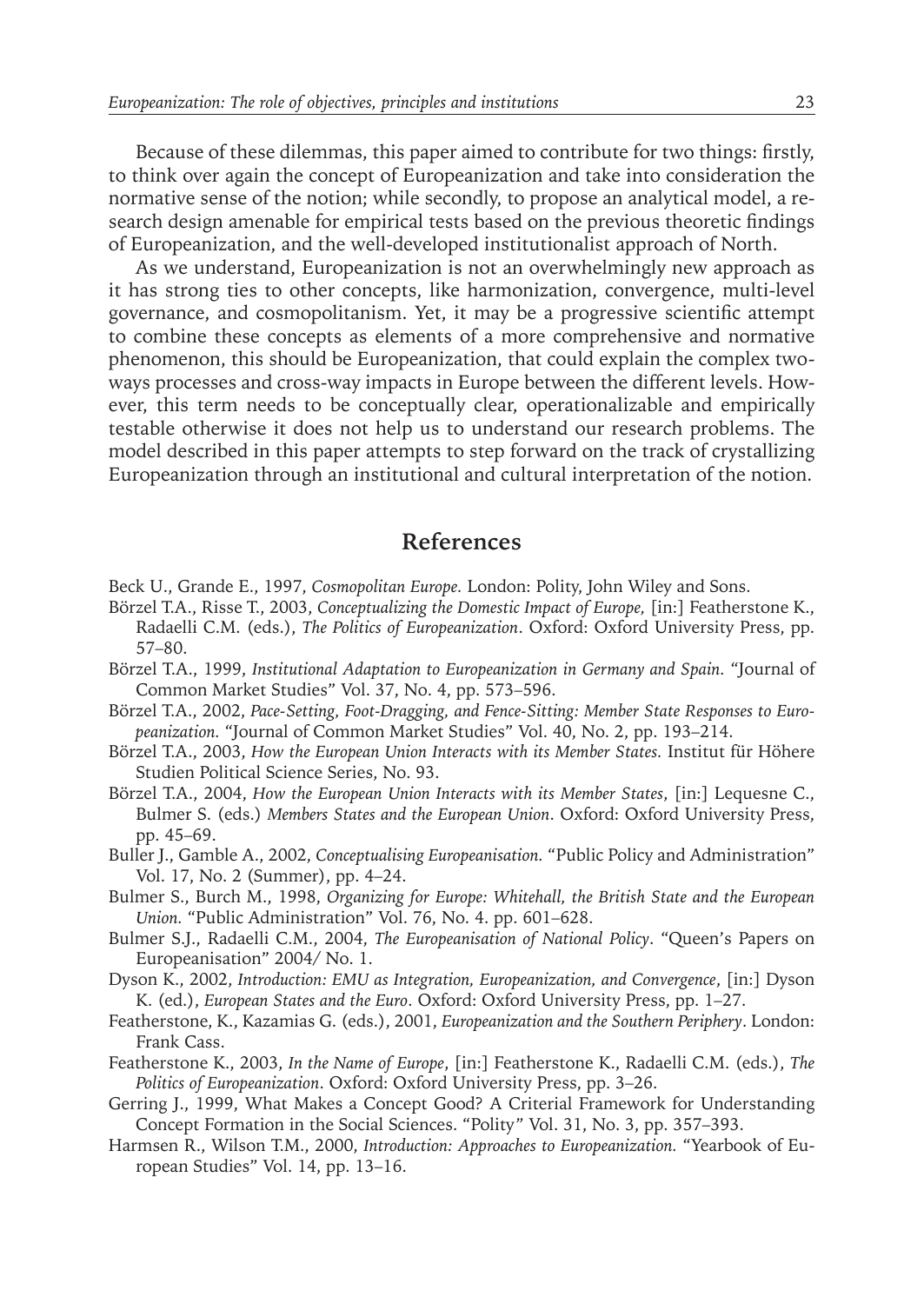Because of these dilemmas, this paper aimed to contribute for two things: firstly, to think over again the concept of Europeanization and take into consideration the normative sense of the notion; while secondly, to propose an analytical model, a research design amenable for empirical tests based on the previous theoretic findings of Europeanization, and the well-developed institutionalist approach of North.

As we understand, Europeanization is not an overwhelmingly new approach as it has strong ties to other concepts, like harmonization, convergence, multi-level governance, and cosmopolitanism. Yet, it may be a progressive scientific attempt to combine these concepts as elements of a more comprehensive and normative phenomenon, this should be Europeanization, that could explain the complex two-ways processes and cross-way impacts in Europe between the different levels. However, this term needs to be conceptually clear, operationalizable and empirically testable otherwise it does not help us to understand our research problems. The model described in this paper attempts to step forward on the track of crystallizing Europeanization through an institutional and cultural interpretation of the notion.

## References

Beck U., Grande E., 1997, *Cosmopolitan Europe.* London: Polity, John Wiley and Sons.

Börzel T.A., Risse T., 2003, *Conceptualizing the Domestic Impact of Europe,* [in:] Featherstone K., Radaelli C.M. (eds.), *The Politics of Europeanization*. Oxford: Oxford University Press, pp. 57–80.

Börzel T.A., 1999, *Institutional Adaptation to Europeanization in Germany and Spain.* "Journal of Common Market Studies" Vol. 37, No. 4, pp. 573–596.

Börzel T.A., 2002, *Pace-Setting, Foot-Dragging, and Fence-Sitting: Member State Responses to Europeanization.* "Journal of Common Market Studies" Vol. 40, No. 2, pp. 193–214.

Börzel T.A., 2003, *How the European Union Interacts with its Member States.* Institut für Höhere Studien Political Science Series, No. 93.

Börzel T.A., 2004, *How the European Union Interacts with its Member States*, [in:] Lequesne C., Bulmer S. (eds.) *Members States and the European Union*. Oxford: Oxford University Press, pp. 45–69.

Buller J., Gamble A., 2002, *Conceptualising Europeanisation.* "Public Policy and Administration" Vol. 17, No. 2 (Summer), pp. 4–24.

Bulmer S., Burch M., 1998, *Organizing for Europe: Whitehall, the British State and the European Union.* "Public Administration" Vol. 76, No. 4. pp. 601–628.

Bulmer S.J., Radaelli C.M., 2004, *The Europeanisation of National Policy*. "Queen's Papers on Europeanisation" 2004/ No. 1.

Dyson K., 2002, *Introduction: EMU as Integration, Europeanization, and Convergence*, [in:] Dyson K. (ed.), *European States and the Euro*. Oxford: Oxford University Press, pp. 1–27.

Featherstone, K., Kazamias G. (eds.), 2001, *Europeanization and the Southern Periphery*. London: Frank Cass.

Featherstone K., 2003, *In the Name of Europe*, [in:] Featherstone K., Radaelli C.M. (eds.), *The Politics of Europeanization*. Oxford: Oxford University Press, pp. 3–26.

Gerring J., 1999, What Makes a Concept Good? A Criterial Framework for Understanding Concept Formation in the Social Sciences. "Polity" Vol. 31, No. 3, pp. 357–393.

Harmsen R., Wilson T.M., 2000, *Introduction: Approaches to Europeanization.* "Yearbook of European Studies" Vol. 14, pp. 13–16.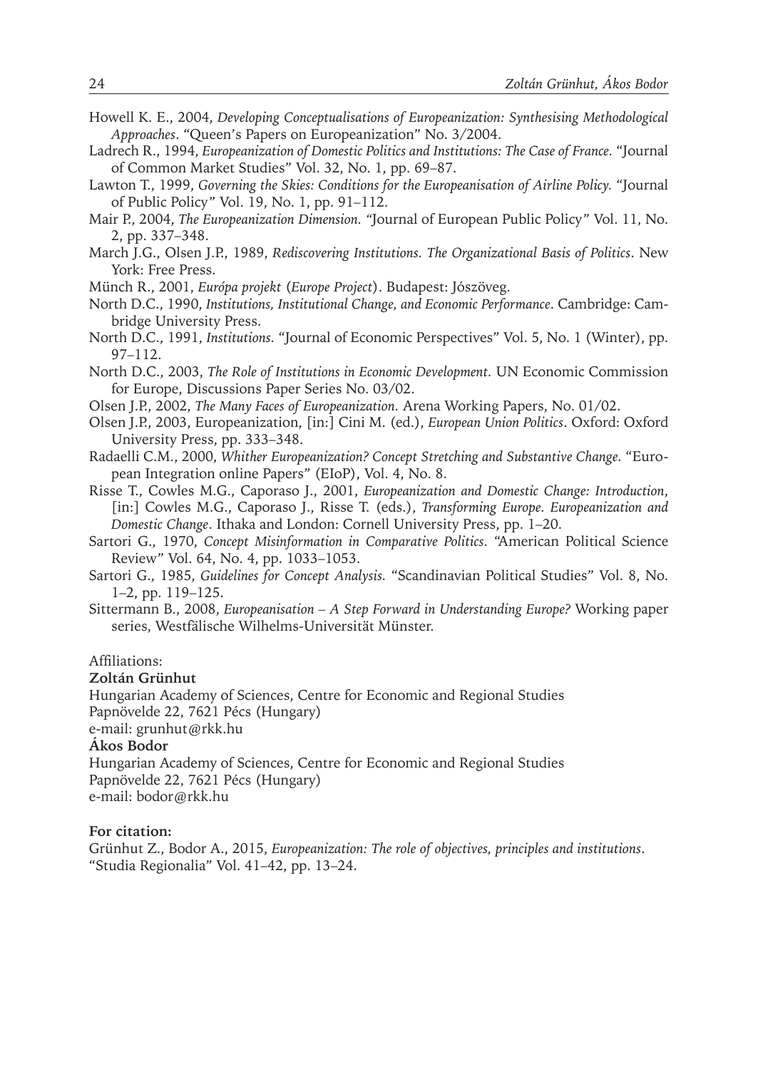Howell K. E., 2004, *Developing Conceptualisations of Europeanization: Synthesising Methodological Approaches*. "Queen's Papers on Europeanization" No. 3/2004.

Ladrech R., 1994, *Europeanization of Domestic Politics and Institutions: The Case of France*. "Journal of Common Market Studies" Vol. 32, No. 1, pp. 69–87.

Lawton T., 1999, *Governing the Skies: Conditions for the Europeanisation of Airline Policy.* "Journal of Public Policy" Vol. 19, No. 1, pp. 91–112.

Mair P., 2004, *The Europeanization Dimension.* "Journal of European Public Policy" Vol. 11, No. 2, pp. 337–348.

March J.G., Olsen J.P., 1989, *Rediscovering Institutions. The Organizational Basis of Politics*. New York: Free Press.

Münch R., 2001, *Európa projekt* (*Europe Project*). Budapest: Jószöveg.

North D.C., 1990, *Institutions, Institutional Change, and Economic Performance*. Cambridge: Cambridge University Press.

North D.C., 1991, *Institutions.* "Journal of Economic Perspectives" Vol. 5, No. 1 (Winter), pp. 97–112.

North D.C., 2003, *The Role of Institutions in Economic Development*. UN Economic Commission for Europe, Discussions Paper Series No. 03/02.

Olsen J.P., 2002, *The Many Faces of Europeanization.* Arena Working Papers, No. 01/02.

Olsen J.P., 2003, Europeanization, [in:] Cini M. (ed.), *European Union Politics*. Oxford: Oxford University Press, pp. 333–348.

Radaelli C.M., 2000, *Whither Europeanization? Concept Stretching and Substantive Change.* "European Integration online Papers" (EIoP), Vol. 4, No. 8.

Risse T., Cowles M.G., Caporaso J., 2001, *Europeanization and Domestic Change: Introduction*, [in:] Cowles M.G., Caporaso J., Risse T. (eds.), *Transforming Europe. Europeanization and Domestic Change*. Ithaka and London: Cornell University Press, pp. 1–20.

Sartori G., 1970, *Concept Misinformation in Comparative Politics.* "American Political Science Review" Vol. 64, No. 4, pp. 1033–1053.

Sartori G., 1985, *Guidelines for Concept Analysis.* "Scandinavian Political Studies" Vol. 8, No. 1–2, pp. 119–125.

Sittermann B., 2008, *Europeanisation – A Step Forward in Understanding Europe?* Working paper series, Westfälische Wilhelms-Universität Münster.

Affiliations:

**Zoltán Grünhut**
Hungarian Academy of Sciences, Centre for Economic and Regional Studies
Papnövelde 22, 7621 Pécs (Hungary)
e-mail: grunhut@rkk.hu

**Ákos Bodor**
Hungarian Academy of Sciences, Centre for Economic and Regional Studies
Papnövelde 22, 7621 Pécs (Hungary)
e-mail: bodor@rkk.hu

**For citation:**

Grünhut Z., Bodor A., 2015, *Europeanization: The role of objectives, principles and institutions*. "Studia Regionalia" Vol. 41–42, pp. 13–24.